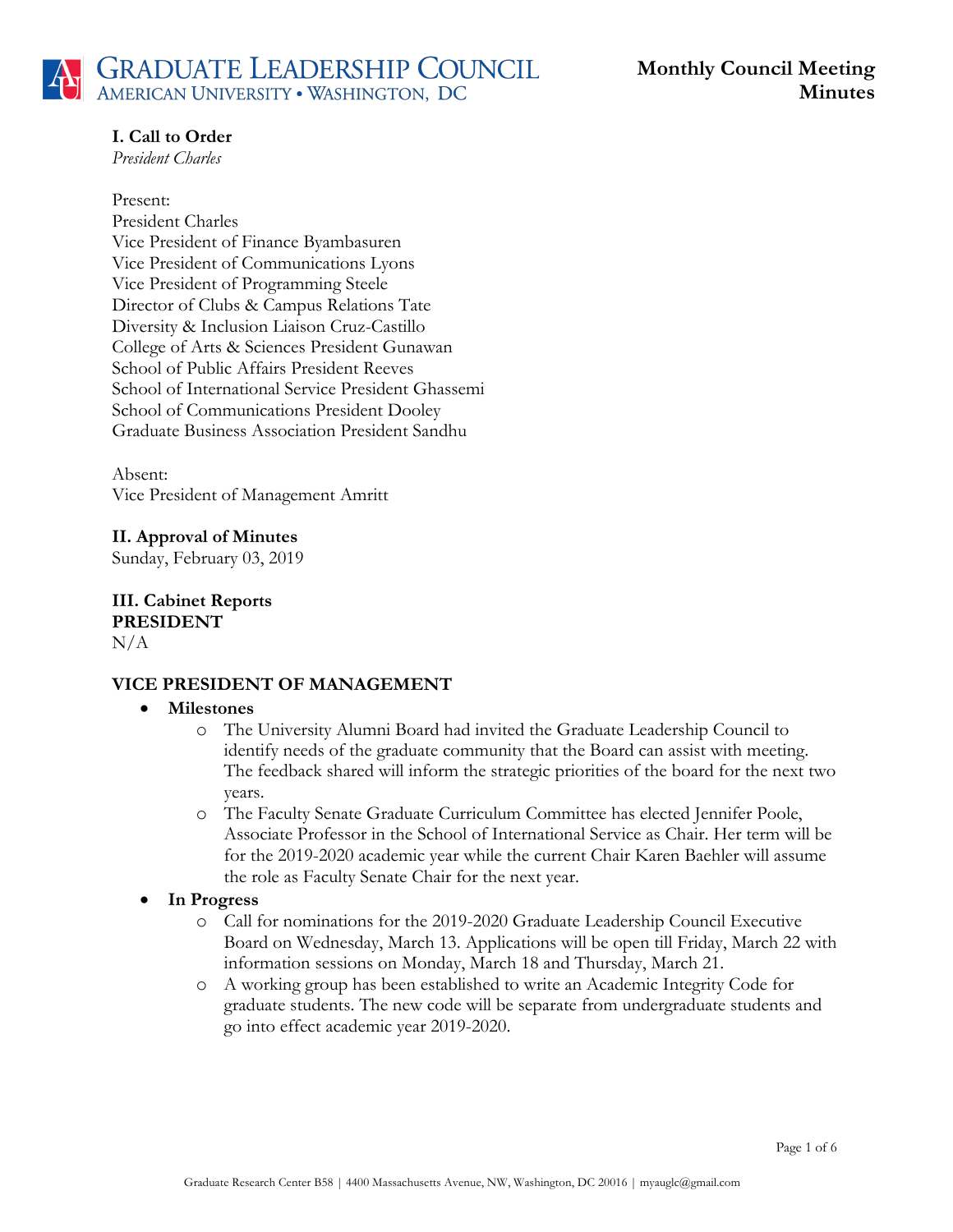# GRADUATE LEADERSHIP COUNCIL
AMERICAN UNIVERSITY • WASHINGTON, DC

**Monthly Council Meeting Minutes**

### I. Call to Order
*President Charles*

Present:
President Charles
Vice President of Finance Byambasuren
Vice President of Communications Lyons
Vice President of Programming Steele
Director of Clubs & Campus Relations Tate
Diversity & Inclusion Liaison Cruz-Castillo
College of Arts & Sciences President Gunawan
School of Public Affairs President Reeves
School of International Service President Ghassemi
School of Communications President Dooley
Graduate Business Association President Sandhu

Absent:
Vice President of Management Amritt

### II. Approval of Minutes
Sunday, February 03, 2019

### III. Cabinet Reports
**PRESIDENT**
N/A

**VICE PRESIDENT OF MANAGEMENT**

- **Milestones**
  - The University Alumni Board had invited the Graduate Leadership Council to identify needs of the graduate community that the Board can assist with meeting. The feedback shared will inform the strategic priorities of the board for the next two years.
  - The Faculty Senate Graduate Curriculum Committee has elected Jennifer Poole, Associate Professor in the School of International Service as Chair. Her term will be for the 2019-2020 academic year while the current Chair Karen Baehler will assume the role as Faculty Senate Chair for the next year.
- **In Progress**
  - Call for nominations for the 2019-2020 Graduate Leadership Council Executive Board on Wednesday, March 13. Applications will be open till Friday, March 22 with information sessions on Monday, March 18 and Thursday, March 21.
  - A working group has been established to write an Academic Integrity Code for graduate students. The new code will be separate from undergraduate students and go into effect academic year 2019-2020.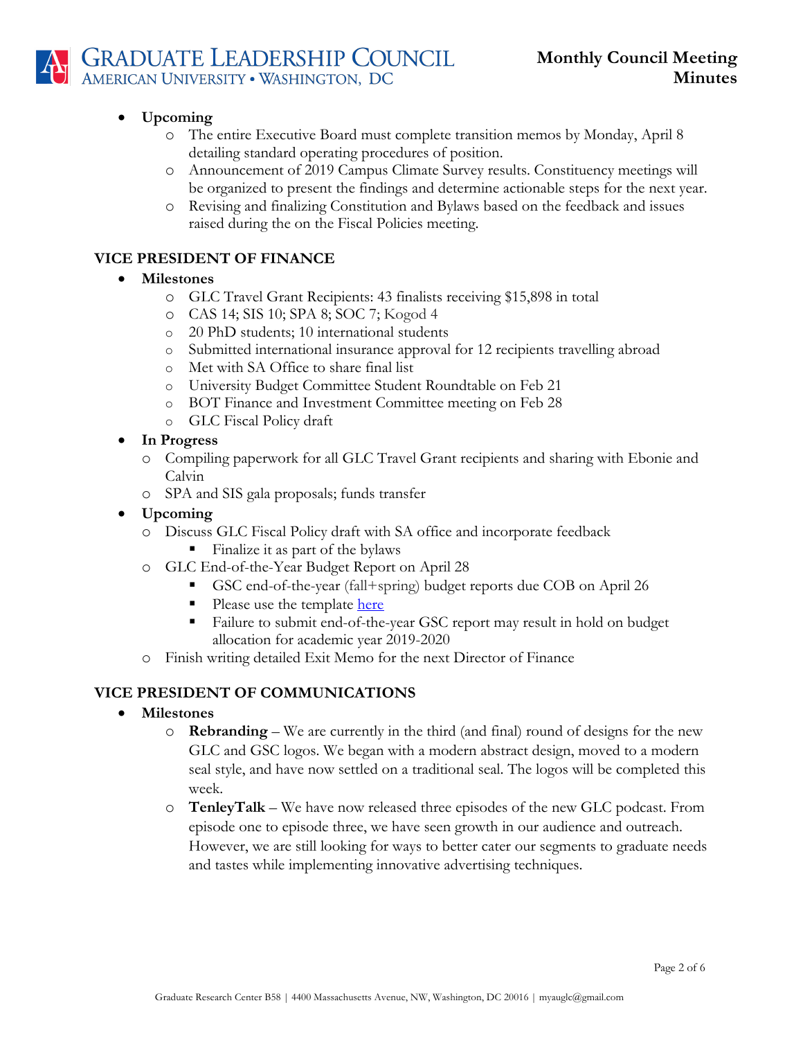- **Upcoming**
  - The entire Executive Board must complete transition memos by Monday, April 8 detailing standard operating procedures of position.
  - Announcement of 2019 Campus Climate Survey results. Constituency meetings will be organized to present the findings and determine actionable steps for the next year.
  - Revising and finalizing Constitution and Bylaws based on the feedback and issues raised during the on the Fiscal Policies meeting.

## VICE PRESIDENT OF FINANCE

- **Milestones**
  - GLC Travel Grant Recipients: 43 finalists receiving $15,898 in total
  - CAS 14; SIS 10; SPA 8; SOC 7; Kogod 4
  - 20 PhD students; 10 international students
  - Submitted international insurance approval for 12 recipients travelling abroad
  - Met with SA Office to share final list
  - University Budget Committee Student Roundtable on Feb 21
  - BOT Finance and Investment Committee meeting on Feb 28
  - GLC Fiscal Policy draft
- **In Progress**
  - Compiling paperwork for all GLC Travel Grant recipients and sharing with Ebonie and Calvin
  - SPA and SIS gala proposals; funds transfer
- **Upcoming**
  - Discuss GLC Fiscal Policy draft with SA office and incorporate feedback
    - Finalize it as part of the bylaws
  - GLC End-of-the-Year Budget Report on April 28
    - GSC end-of-the-year (fall+spring) budget reports due COB on April 26
    - Please use the template here
    - Failure to submit end-of-the-year GSC report may result in hold on budget allocation for academic year 2019-2020
  - Finish writing detailed Exit Memo for the next Director of Finance

## VICE PRESIDENT OF COMMUNICATIONS

- **Milestones**
  - **Rebranding** – We are currently in the third (and final) round of designs for the new GLC and GSC logos. We began with a modern abstract design, moved to a modern seal style, and have now settled on a traditional seal. The logos will be completed this week.
  - **TenleyTalk** – We have now released three episodes of the new GLC podcast. From episode one to episode three, we have seen growth in our audience and outreach. However, we are still looking for ways to better cater our segments to graduate needs and tastes while implementing innovative advertising techniques.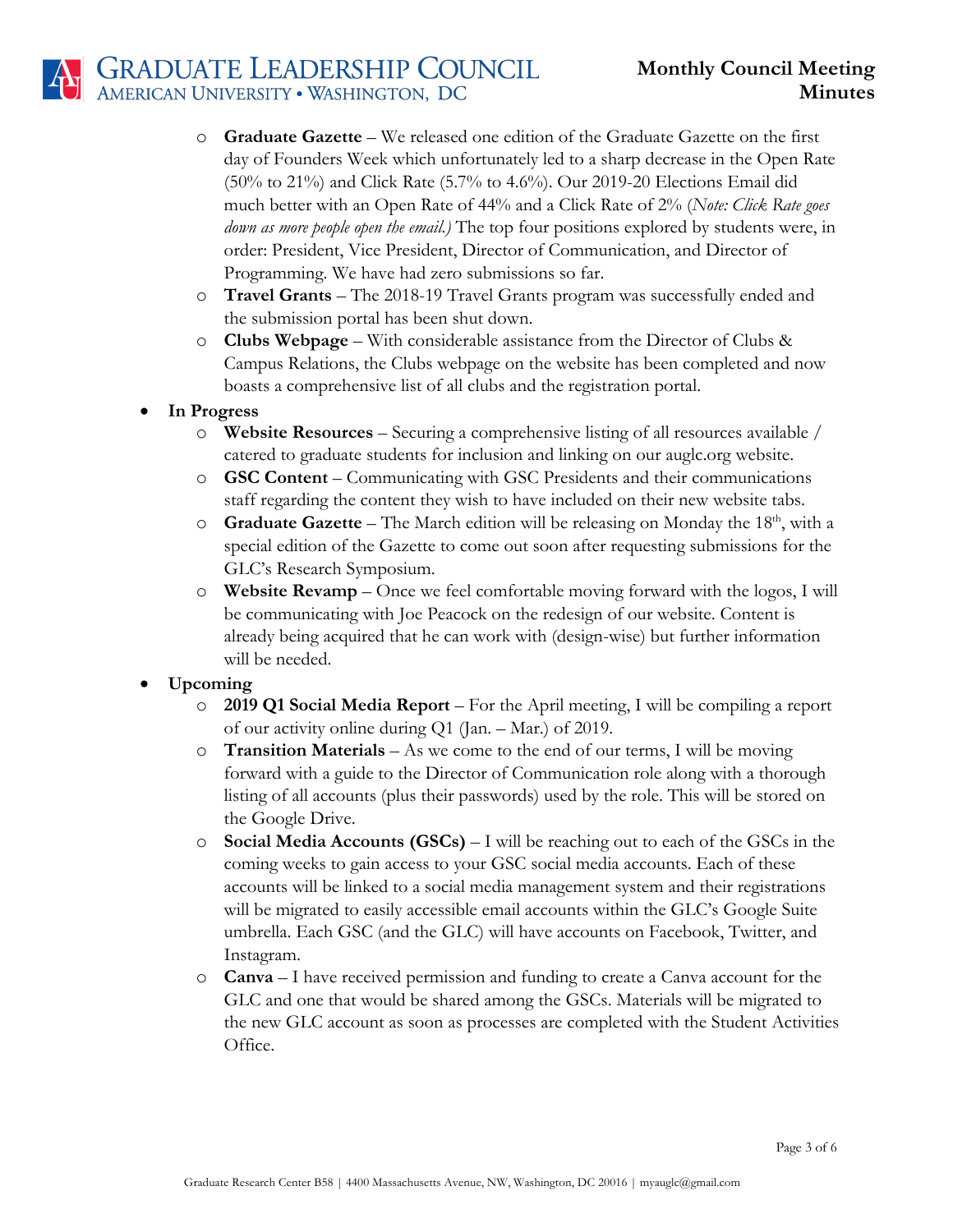- **Graduate Gazette** – We released one edition of the Graduate Gazette on the first day of Founders Week which unfortunately led to a sharp decrease in the Open Rate (50% to 21%) and Click Rate (5.7% to 4.6%). Our 2019-20 Elections Email did much better with an Open Rate of 44% and a Click Rate of 2% (*Note: Click Rate goes down as more people open the email.)* The top four positions explored by students were, in order: President, Vice President, Director of Communication, and Director of Programming. We have had zero submissions so far.
- **Travel Grants** – The 2018-19 Travel Grants program was successfully ended and the submission portal has been shut down.
- **Clubs Webpage** – With considerable assistance from the Director of Clubs & Campus Relations, the Clubs webpage on the website has been completed and now boasts a comprehensive list of all clubs and the registration portal.

- **In Progress**
  - **Website Resources** – Securing a comprehensive listing of all resources available / catered to graduate students for inclusion and linking on our auglc.org website.
  - **GSC Content** – Communicating with GSC Presidents and their communications staff regarding the content they wish to have included on their new website tabs.
  - **Graduate Gazette** – The March edition will be releasing on Monday the 18th, with a special edition of the Gazette to come out soon after requesting submissions for the GLC's Research Symposium.
  - **Website Revamp** – Once we feel comfortable moving forward with the logos, I will be communicating with Joe Peacock on the redesign of our website. Content is already being acquired that he can work with (design-wise) but further information will be needed.
- **Upcoming**
  - **2019 Q1 Social Media Report** – For the April meeting, I will be compiling a report of our activity online during Q1 (Jan. – Mar.) of 2019.
  - **Transition Materials** – As we come to the end of our terms, I will be moving forward with a guide to the Director of Communication role along with a thorough listing of all accounts (plus their passwords) used by the role. This will be stored on the Google Drive.
  - **Social Media Accounts (GSCs)** – I will be reaching out to each of the GSCs in the coming weeks to gain access to your GSC social media accounts. Each of these accounts will be linked to a social media management system and their registrations will be migrated to easily accessible email accounts within the GLC's Google Suite umbrella. Each GSC (and the GLC) will have accounts on Facebook, Twitter, and Instagram.
  - **Canva** – I have received permission and funding to create a Canva account for the GLC and one that would be shared among the GSCs. Materials will be migrated to the new GLC account as soon as processes are completed with the Student Activities Office.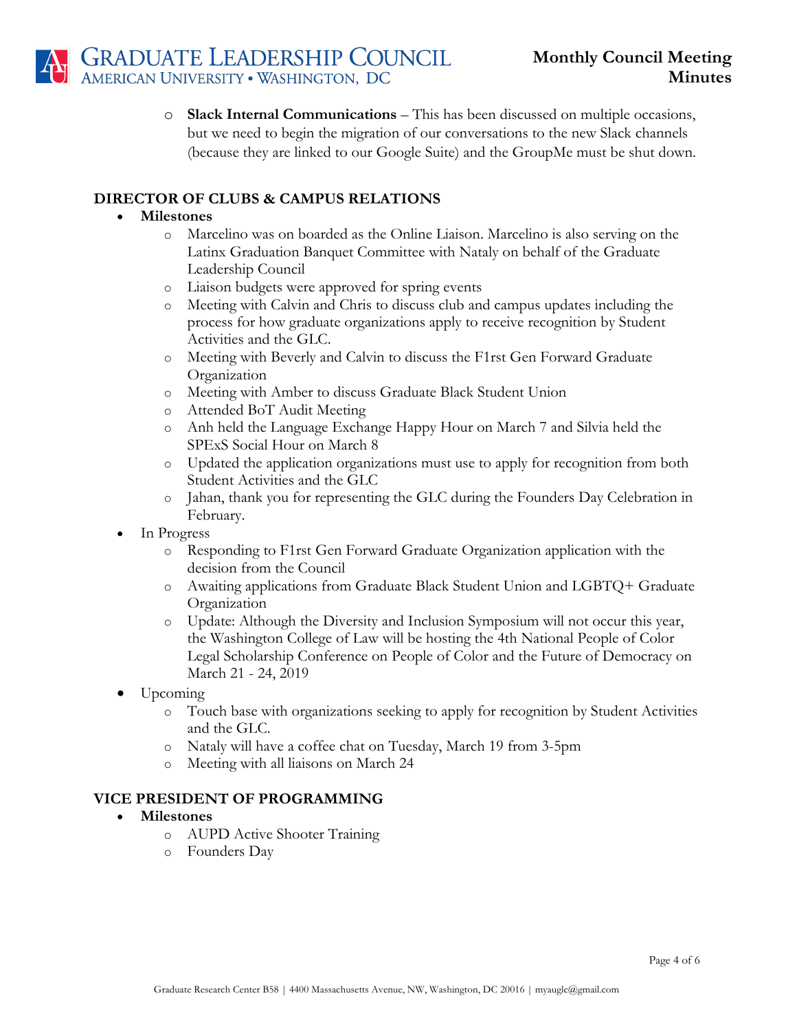- **Slack Internal Communications** – This has been discussed on multiple occasions, but we need to begin the migration of our conversations to the new Slack channels (because they are linked to our Google Suite) and the GroupMe must be shut down.

## DIRECTOR OF CLUBS & CAMPUS RELATIONS

- **Milestones**
  - Marcelino was on boarded as the Online Liaison. Marcelino is also serving on the Latinx Graduation Banquet Committee with Nataly on behalf of the Graduate Leadership Council
  - Liaison budgets were approved for spring events
  - Meeting with Calvin and Chris to discuss club and campus updates including the process for how graduate organizations apply to receive recognition by Student Activities and the GLC.
  - Meeting with Beverly and Calvin to discuss the F1rst Gen Forward Graduate Organization
  - Meeting with Amber to discuss Graduate Black Student Union
  - Attended BoT Audit Meeting
  - Anh held the Language Exchange Happy Hour on March 7 and Silvia held the SPExS Social Hour on March 8
  - Updated the application organizations must use to apply for recognition from both Student Activities and the GLC
  - Jahan, thank you for representing the GLC during the Founders Day Celebration in February.
- In Progress
  - Responding to F1rst Gen Forward Graduate Organization application with the decision from the Council
  - Awaiting applications from Graduate Black Student Union and LGBTQ+ Graduate Organization
  - Update: Although the Diversity and Inclusion Symposium will not occur this year, the Washington College of Law will be hosting the 4th National People of Color Legal Scholarship Conference on People of Color and the Future of Democracy on March 21 - 24, 2019
- Upcoming
  - Touch base with organizations seeking to apply for recognition by Student Activities and the GLC.
  - Nataly will have a coffee chat on Tuesday, March 19 from 3-5pm
  - Meeting with all liaisons on March 24

## VICE PRESIDENT OF PROGRAMMING

- **Milestones**
  - AUPD Active Shooter Training
  - Founders Day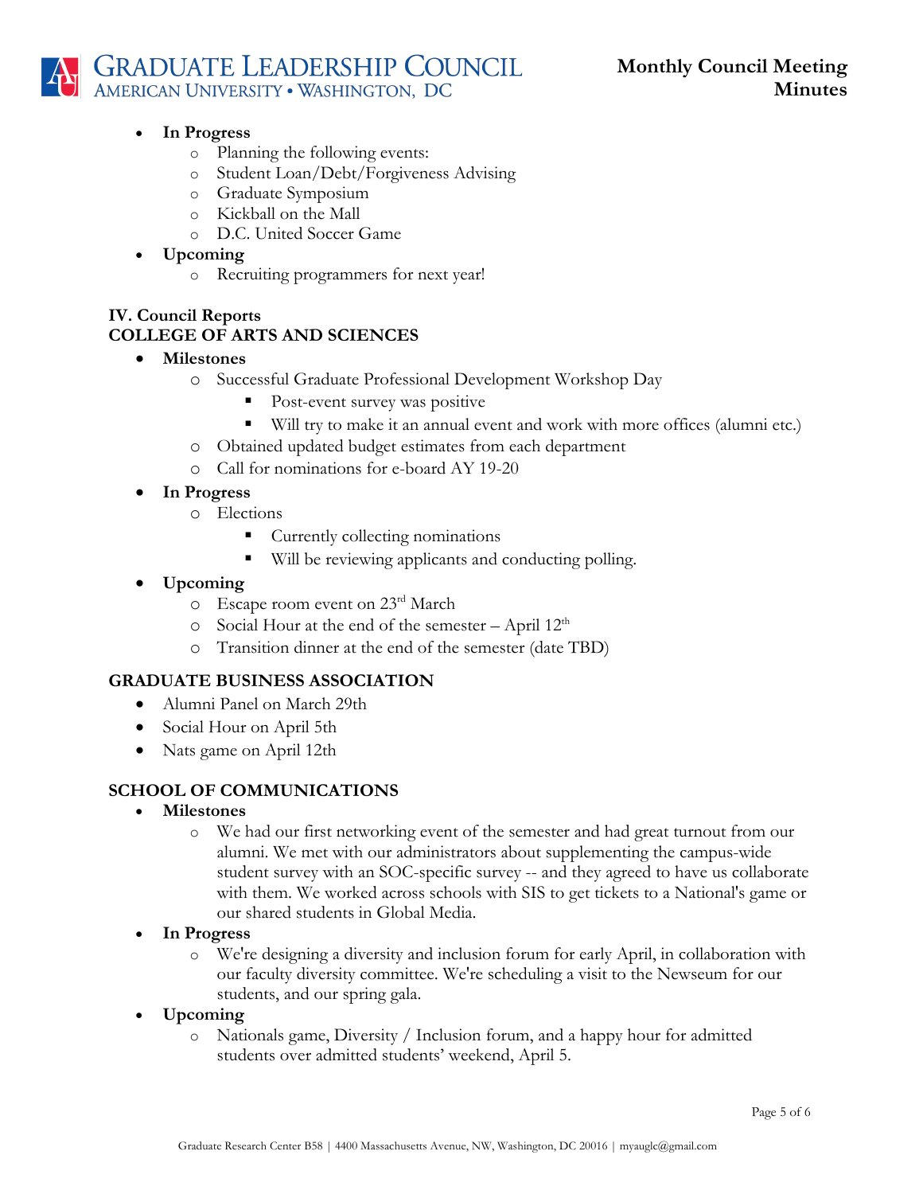- **In Progress**
  - Planning the following events:
  - Student Loan/Debt/Forgiveness Advising
  - Graduate Symposium
  - Kickball on the Mall
  - D.C. United Soccer Game
- **Upcoming**
  - Recruiting programmers for next year!

**IV. Council Reports**

**COLLEGE OF ARTS AND SCIENCES**

- **Milestones**
  - Successful Graduate Professional Development Workshop Day
    - Post-event survey was positive
    - Will try to make it an annual event and work with more offices (alumni etc.)
  - Obtained updated budget estimates from each department
  - Call for nominations for e-board AY 19-20
- **In Progress**
  - Elections
    - Currently collecting nominations
    - Will be reviewing applicants and conducting polling.
- **Upcoming**
  - Escape room event on 23rd March
  - Social Hour at the end of the semester – April 12th
  - Transition dinner at the end of the semester (date TBD)

**GRADUATE BUSINESS ASSOCIATION**

- Alumni Panel on March 29th
- Social Hour on April 5th
- Nats game on April 12th

**SCHOOL OF COMMUNICATIONS**

- **Milestones**
  - We had our first networking event of the semester and had great turnout from our alumni. We met with our administrators about supplementing the campus-wide student survey with an SOC-specific survey -- and they agreed to have us collaborate with them. We worked across schools with SIS to get tickets to a National's game or our shared students in Global Media.
- **In Progress**
  - We're designing a diversity and inclusion forum for early April, in collaboration with our faculty diversity committee. We're scheduling a visit to the Newseum for our students, and our spring gala.
- **Upcoming**
  - Nationals game, Diversity / Inclusion forum, and a happy hour for admitted students over admitted students' weekend, April 5.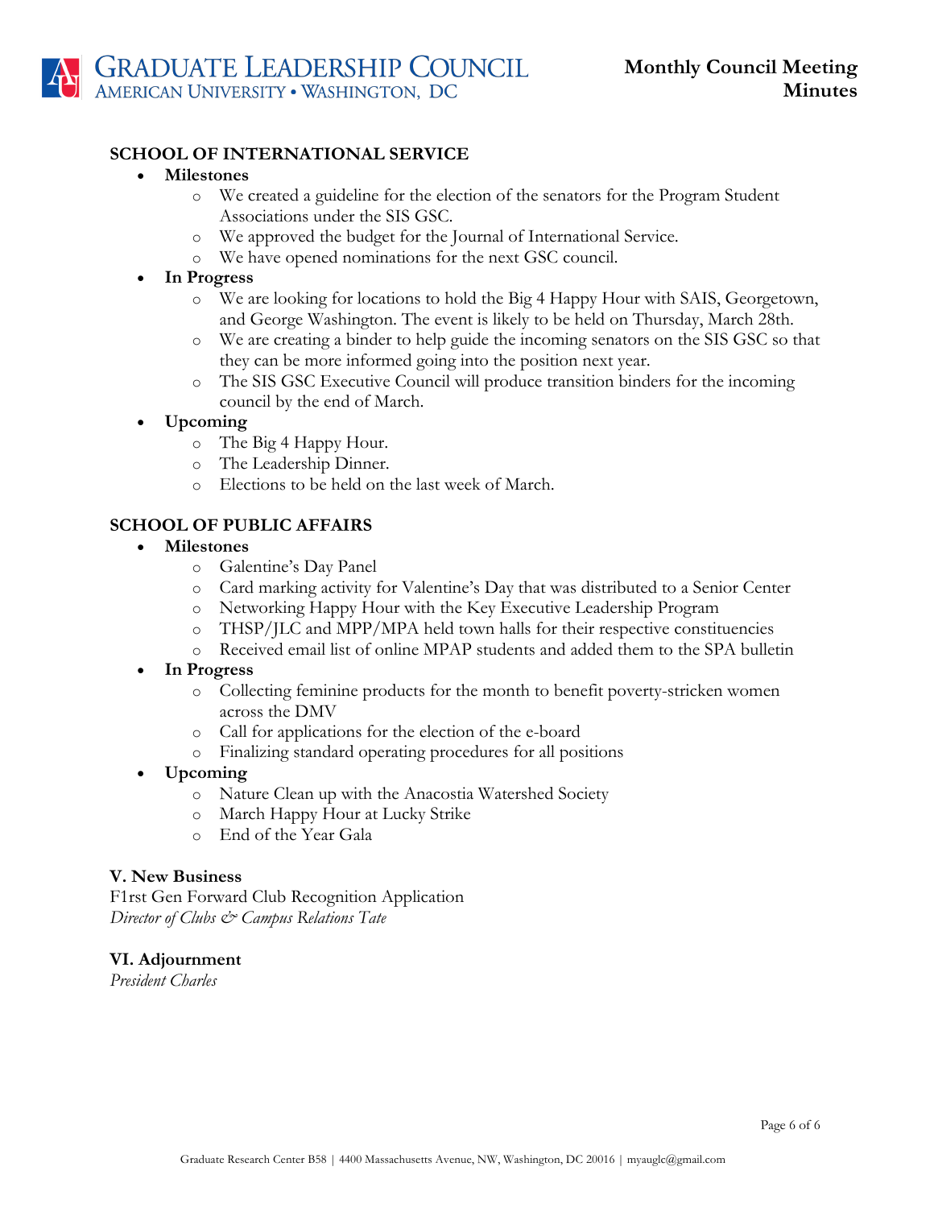### SCHOOL OF INTERNATIONAL SERVICE

- **Milestones**
  - We created a guideline for the election of the senators for the Program Student Associations under the SIS GSC.
  - We approved the budget for the Journal of International Service.
  - We have opened nominations for the next GSC council.
- **In Progress**
  - We are looking for locations to hold the Big 4 Happy Hour with SAIS, Georgetown, and George Washington. The event is likely to be held on Thursday, March 28th.
  - We are creating a binder to help guide the incoming senators on the SIS GSC so that they can be more informed going into the position next year.
  - The SIS GSC Executive Council will produce transition binders for the incoming council by the end of March.
- **Upcoming**
  - The Big 4 Happy Hour.
  - The Leadership Dinner.
  - Elections to be held on the last week of March.

### SCHOOL OF PUBLIC AFFAIRS

- **Milestones**
  - Galentine's Day Panel
  - Card marking activity for Valentine's Day that was distributed to a Senior Center
  - Networking Happy Hour with the Key Executive Leadership Program
  - THSP/JLC and MPP/MPA held town halls for their respective constituencies
  - Received email list of online MPAP students and added them to the SPA bulletin
- **In Progress**
  - Collecting feminine products for the month to benefit poverty-stricken women across the DMV
  - Call for applications for the election of the e-board
  - Finalizing standard operating procedures for all positions
- **Upcoming**
  - Nature Clean up with the Anacostia Watershed Society
  - March Happy Hour at Lucky Strike
  - End of the Year Gala

### V. New Business

F1rst Gen Forward Club Recognition Application
*Director of Clubs & Campus Relations Tate*

### VI. Adjournment

*President Charles*